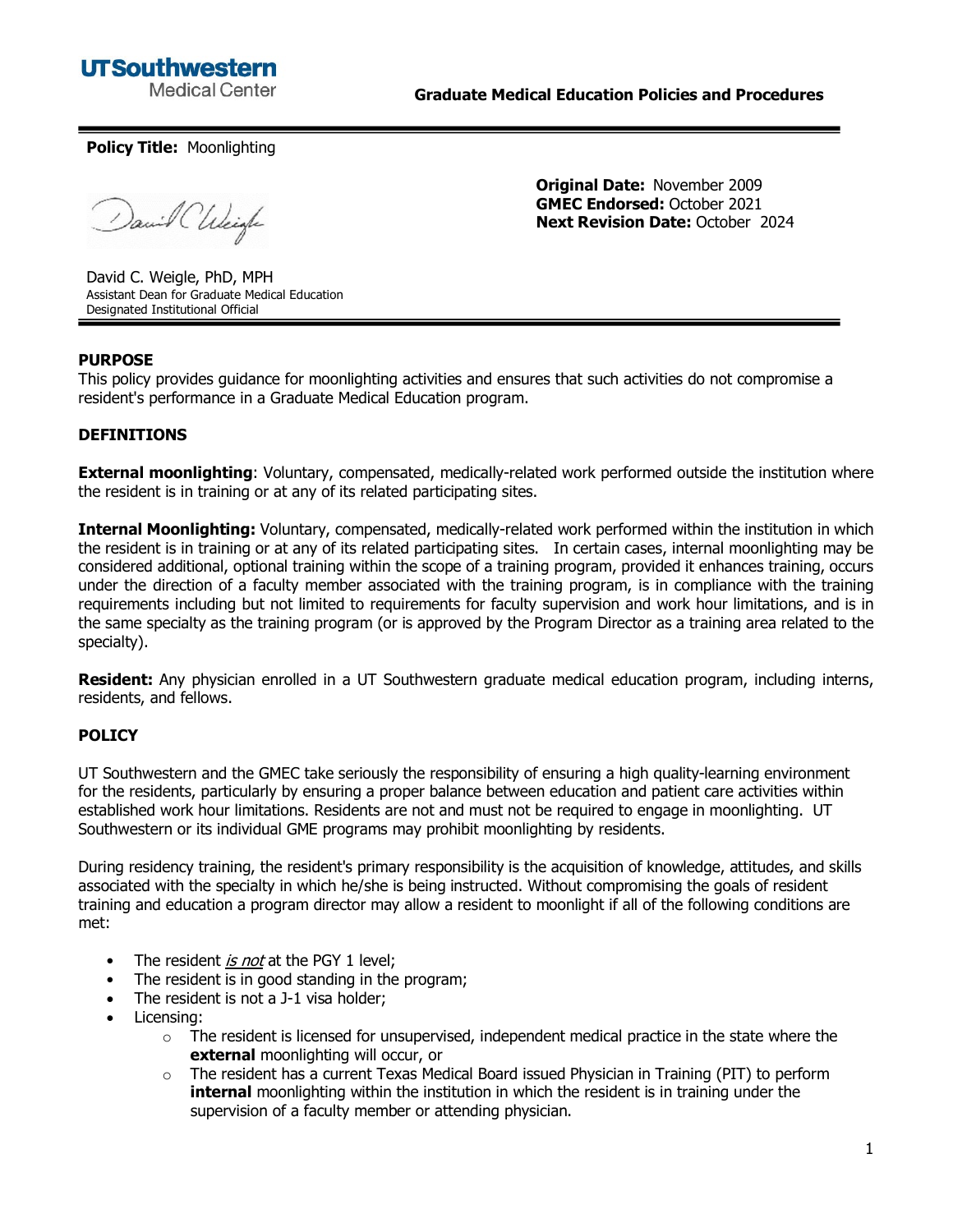UTSouthwestern Medical Center

**Graduate Medical Education Policies and Procedures**

---

**Policy Title:** Moonlighting

David C. Weigle, PhD, MPH
Assistant Dean for Graduate Medical Education
Designated Institutional Official

**Original Date:** November 2009
**GMEC Endorsed:** October 2021
**Next Revision Date:** October 2024

---

## PURPOSE

This policy provides guidance for moonlighting activities and ensures that such activities do not compromise a resident's performance in a Graduate Medical Education program.

## DEFINITIONS

**External moonlighting**: Voluntary, compensated, medically-related work performed outside the institution where the resident is in training or at any of its related participating sites.

**Internal Moonlighting:** Voluntary, compensated, medically-related work performed within the institution in which the resident is in training or at any of its related participating sites. In certain cases, internal moonlighting may be considered additional, optional training within the scope of a training program, provided it enhances training, occurs under the direction of a faculty member associated with the training program, is in compliance with the training requirements including but not limited to requirements for faculty supervision and work hour limitations, and is in the same specialty as the training program (or is approved by the Program Director as a training area related to the specialty).

**Resident:** Any physician enrolled in a UT Southwestern graduate medical education program, including interns, residents, and fellows.

## POLICY

UT Southwestern and the GMEC take seriously the responsibility of ensuring a high quality-learning environment for the residents, particularly by ensuring a proper balance between education and patient care activities within established work hour limitations. Residents are not and must not be required to engage in moonlighting. UT Southwestern or its individual GME programs may prohibit moonlighting by residents.

During residency training, the resident's primary responsibility is the acquisition of knowledge, attitudes, and skills associated with the specialty in which he/she is being instructed. Without compromising the goals of resident training and education a program director may allow a resident to moonlight if all of the following conditions are met:

- The resident ***is not*** at the PGY 1 level;
- The resident is in good standing in the program;
- The resident is not a J-1 visa holder;
- Licensing:
  - The resident is licensed for unsupervised, independent medical practice in the state where the **external** moonlighting will occur, or
  - The resident has a current Texas Medical Board issued Physician in Training (PIT) to perform **internal** moonlighting within the institution in which the resident is in training under the supervision of a faculty member or attending physician.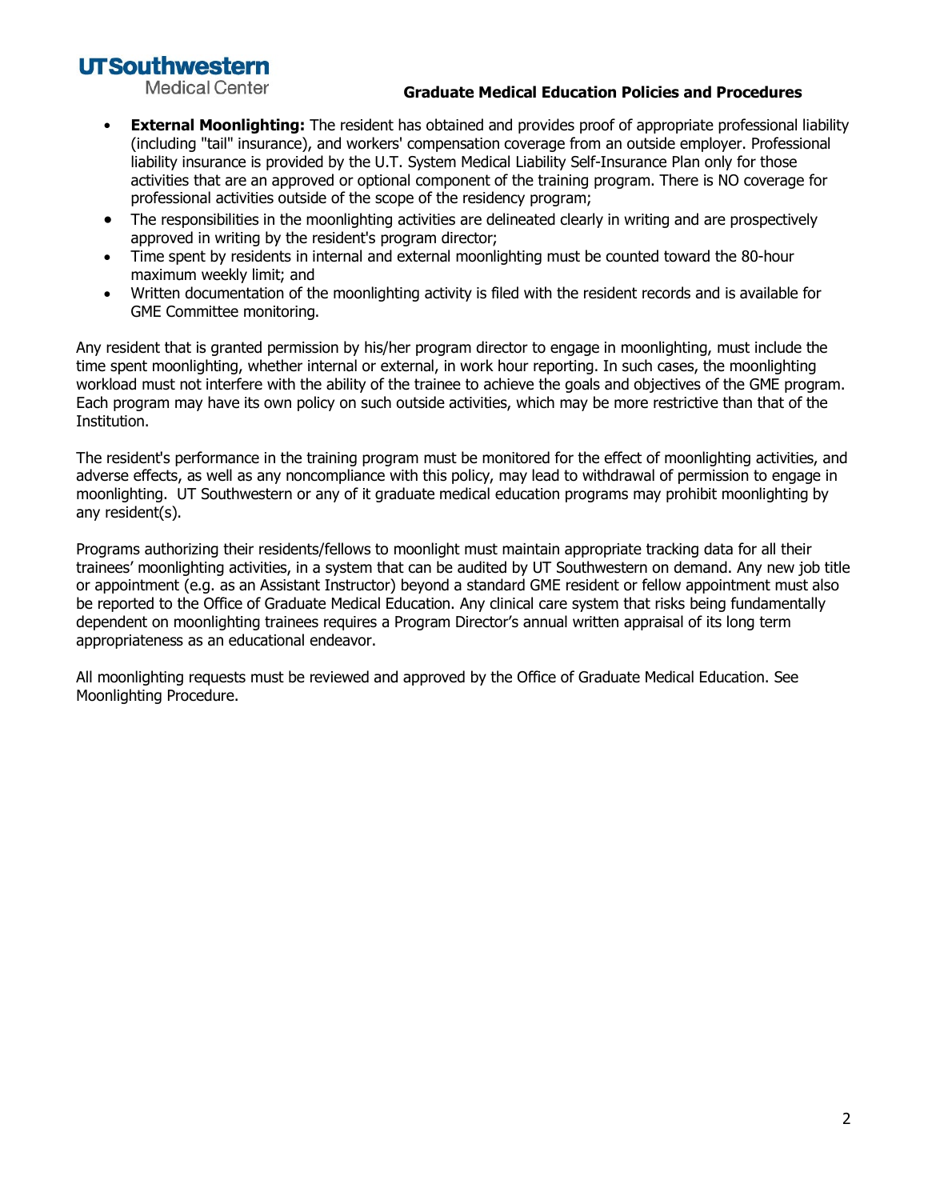- **External Moonlighting:** The resident has obtained and provides proof of appropriate professional liability (including "tail" insurance), and workers' compensation coverage from an outside employer. Professional liability insurance is provided by the U.T. System Medical Liability Self-Insurance Plan only for those activities that are an approved or optional component of the training program. There is NO coverage for professional activities outside of the scope of the residency program;
- The responsibilities in the moonlighting activities are delineated clearly in writing and are prospectively approved in writing by the resident's program director;
- Time spent by residents in internal and external moonlighting must be counted toward the 80-hour maximum weekly limit; and
- Written documentation of the moonlighting activity is filed with the resident records and is available for GME Committee monitoring.

Any resident that is granted permission by his/her program director to engage in moonlighting, must include the time spent moonlighting, whether internal or external, in work hour reporting. In such cases, the moonlighting workload must not interfere with the ability of the trainee to achieve the goals and objectives of the GME program. Each program may have its own policy on such outside activities, which may be more restrictive than that of the Institution.

The resident's performance in the training program must be monitored for the effect of moonlighting activities, and adverse effects, as well as any noncompliance with this policy, may lead to withdrawal of permission to engage in moonlighting. UT Southwestern or any of it graduate medical education programs may prohibit moonlighting by any resident(s).

Programs authorizing their residents/fellows to moonlight must maintain appropriate tracking data for all their trainees' moonlighting activities, in a system that can be audited by UT Southwestern on demand. Any new job title or appointment (e.g. as an Assistant Instructor) beyond a standard GME resident or fellow appointment must also be reported to the Office of Graduate Medical Education. Any clinical care system that risks being fundamentally dependent on moonlighting trainees requires a Program Director's annual written appraisal of its long term appropriateness as an educational endeavor.

All moonlighting requests must be reviewed and approved by the Office of Graduate Medical Education. See Moonlighting Procedure.